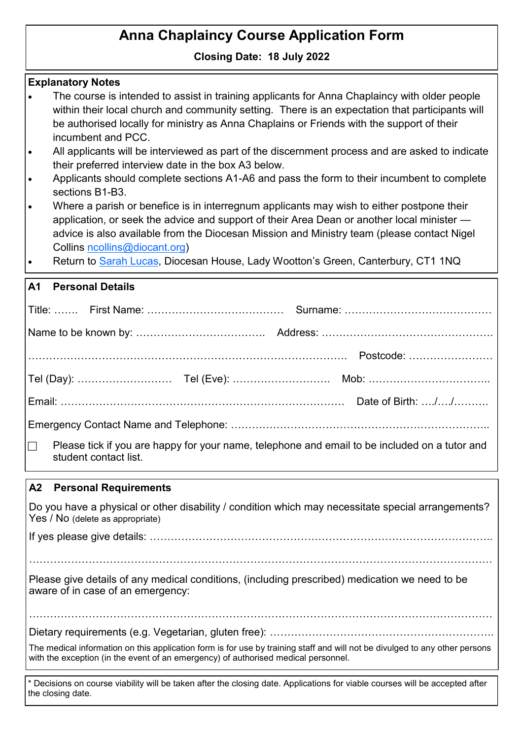# Anna Chaplaincy Course Application Form

**Closing Date: 18 July 2022**

**Explanatory Notes**

- The course is intended to assist in training applicants for Anna Chaplaincy with older people within their local church and community setting. There is an expectation that participants will be authorised locally for ministry as Anna Chaplains or Friends with the support of their incumbent and PCC.
- All applicants will be interviewed as part of the discernment process and are asked to indicate their preferred interview date in the box A3 below.
- Applicants should complete sections A1-A6 and pass the form to their incumbent to complete sections B1-B3.
- Where a parish or benefice is in interregnum applicants may wish to either postpone their application, or seek the advice and support of their Area Dean or another local minister — advice is also available from the Diocesan Mission and Ministry team (please contact Nigel Collins ncollins@diocant.org)
- Return to Sarah Lucas, Diocesan House, Lady Wootton's Green, Canterbury, CT1 1NQ

## A1 Personal Details

Title: ……. First Name: ………………………………… Surname: ……………………………………

Name to be known by: ………………………………. Address: ………………………………………….

……………………………………………………………………………… Postcode: ……………………

Tel (Day): ……………………… Tel (Eve): ………………………. Mob: ……………………………..

Email: ……………………………………………………………………… Date of Birth: …./…./……….

Emergency Contact Name and Telephone: ………………………………………………………………..

☐ Please tick if you are happy for your name, telephone and email to be included on a tutor and student contact list.

## A2 Personal Requirements

Do you have a physical or other disability / condition which may necessitate special arrangements? Yes / No (delete as appropriate)

If yes please give details: ……………………………………………………………………………………..

……………………………………………………………………………………………………………………

Please give details of any medical conditions, (including prescribed) medication we need to be aware of in case of an emergency:

……………………………………………………………………………………………………………………

Dietary requirements (e.g. Vegetarian, gluten free): ……………………………………………………….

The medical information on this application form is for use by training staff and will not be divulged to any other persons with the exception (in the event of an emergency) of authorised medical personnel.

* Decisions on course viability will be taken after the closing date. Applications for viable courses will be accepted after the closing date.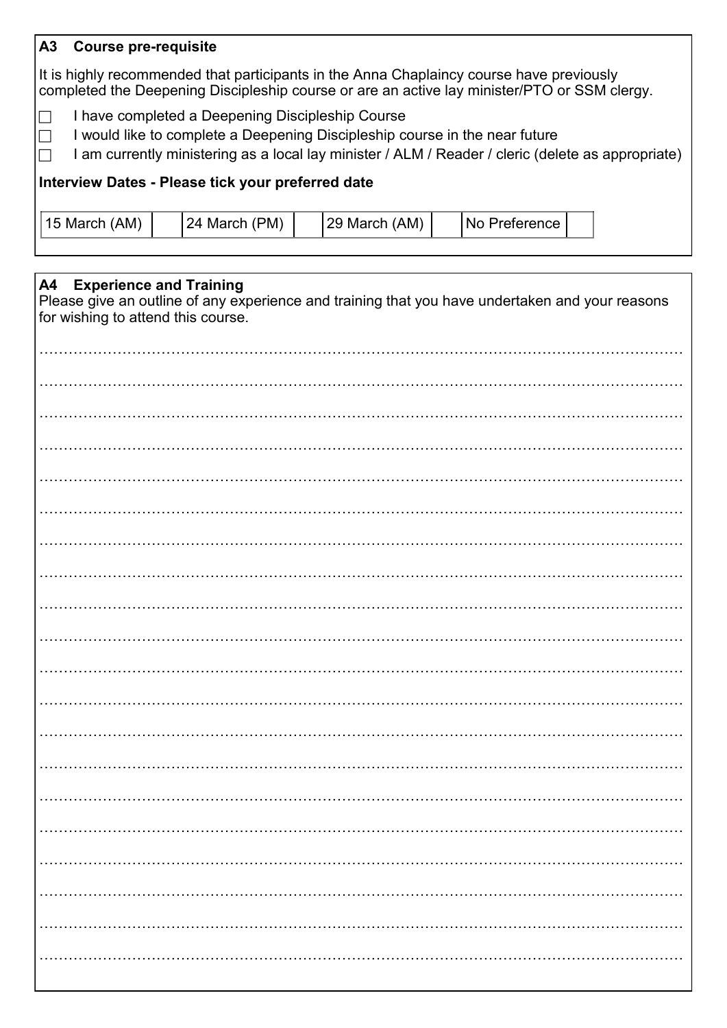## A3 Course pre-requisite

It is highly recommended that participants in the Anna Chaplaincy course have previously completed the Deepening Discipleship course or are an active lay minister/PTO or SSM clergy.

☐ I have completed a Deepening Discipleship Course

☐ I would like to complete a Deepening Discipleship course in the near future

☐ I am currently ministering as a local lay minister / ALM / Reader / cleric (delete as appropriate)

**Interview Dates - Please tick your preferred date**

| 15 March (AM) | | 24 March (PM) | | 29 March (AM) | | No Preference | |
|---|---|---|---|---|---|---|---|

## A4 Experience and Training

Please give an outline of any experience and training that you have undertaken and your reasons for wishing to attend this course.

……………………………………………………………………………………………………………

……………………………………………………………………………………………………………

……………………………………………………………………………………………………………

……………………………………………………………………………………………………………

……………………………………………………………………………………………………………

……………………………………………………………………………………………………………

……………………………………………………………………………………………………………

……………………………………………………………………………………………………………

……………………………………………………………………………………………………………

……………………………………………………………………………………………………………

……………………………………………………………………………………………………………

……………………………………………………………………………………………………………

……………………………………………………………………………………………………………

……………………………………………………………………………………………………………

……………………………………………………………………………………………………………

……………………………………………………………………………………………………………

……………………………………………………………………………………………………………

……………………………………………………………………………………………………………

……………………………………………………………………………………………………………

……………………………………………………………………………………………………………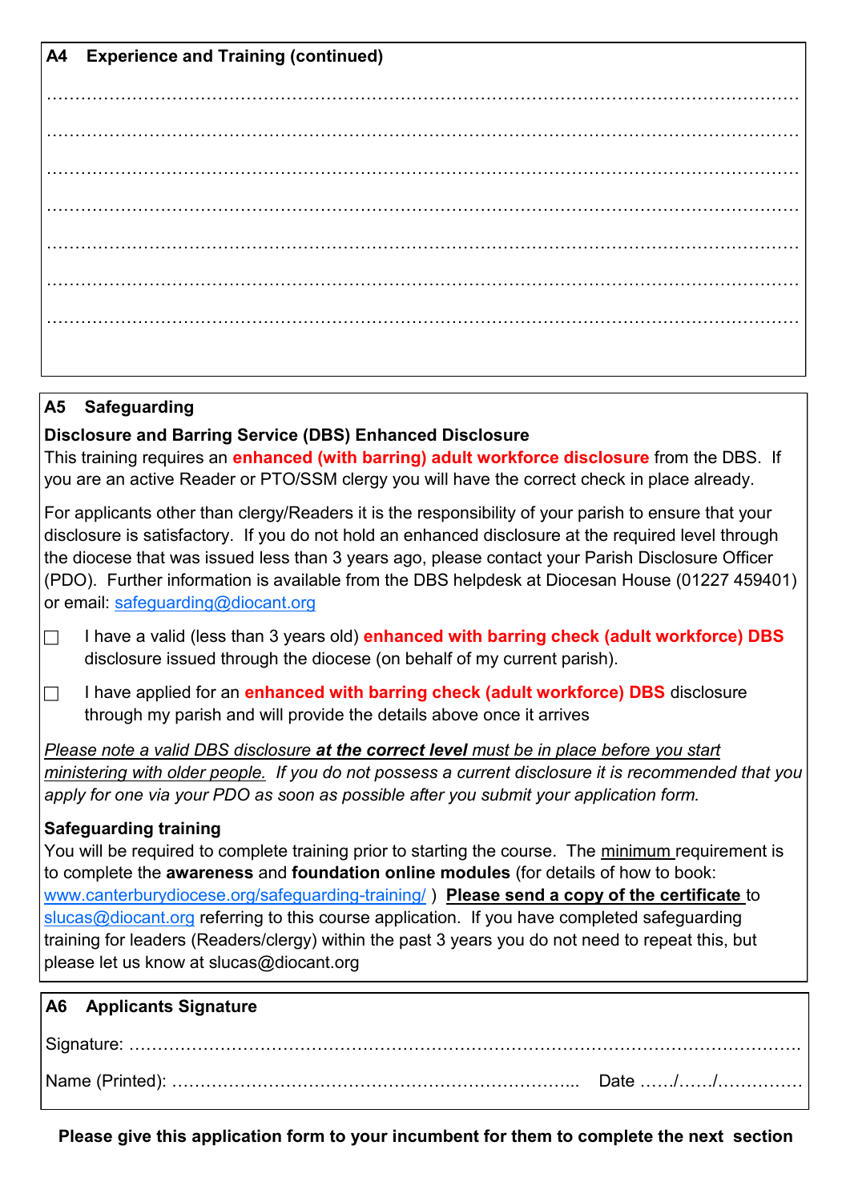## A4 Experience and Training (continued)

……………………………………………………………………………………………………………………

……………………………………………………………………………………………………………………

……………………………………………………………………………………………………………………

……………………………………………………………………………………………………………………

……………………………………………………………………………………………………………………

……………………………………………………………………………………………………………………

……………………………………………………………………………………………………………………

## A5 Safeguarding

**Disclosure and Barring Service (DBS) Enhanced Disclosure**

This training requires an **enhanced (with barring) adult workforce disclosure** from the DBS. If you are an active Reader or PTO/SSM clergy you will have the correct check in place already.

For applicants other than clergy/Readers it is the responsibility of your parish to ensure that your disclosure is satisfactory. If you do not hold an enhanced disclosure at the required level through the diocese that was issued less than 3 years ago, please contact your Parish Disclosure Officer (PDO). Further information is available from the DBS helpdesk at Diocesan House (01227 459401) or email: safeguarding@diocant.org

☐ I have a valid (less than 3 years old) **enhanced with barring check (adult workforce) DBS** disclosure issued through the diocese (on behalf of my current parish).

☐ I have applied for an **enhanced with barring check (adult workforce) DBS** disclosure through my parish and will provide the details above once it arrives

*Please note a valid DBS disclosure **at the correct level** must be in place before you start ministering with older people. If you do not possess a current disclosure it is recommended that you apply for one via your PDO as soon as possible after you submit your application form.*

**Safeguarding training**

You will be required to complete training prior to starting the course. The minimum requirement is to complete the **awareness** and **foundation online modules** (for details of how to book: www.canterburydiocese.org/safeguarding-training/ ) **Please send a copy of the certificate** to slucas@diocant.org referring to this course application. If you have completed safeguarding training for leaders (Readers/clergy) within the past 3 years you do not need to repeat this, but please let us know at slucas@diocant.org

## A6 Applicants Signature

Signature: ……………………………………………………………………………………………………

Name (Printed): ……………………………………………………………….. Date ……/……/……………

**Please give this application form to your incumbent for them to complete the next section**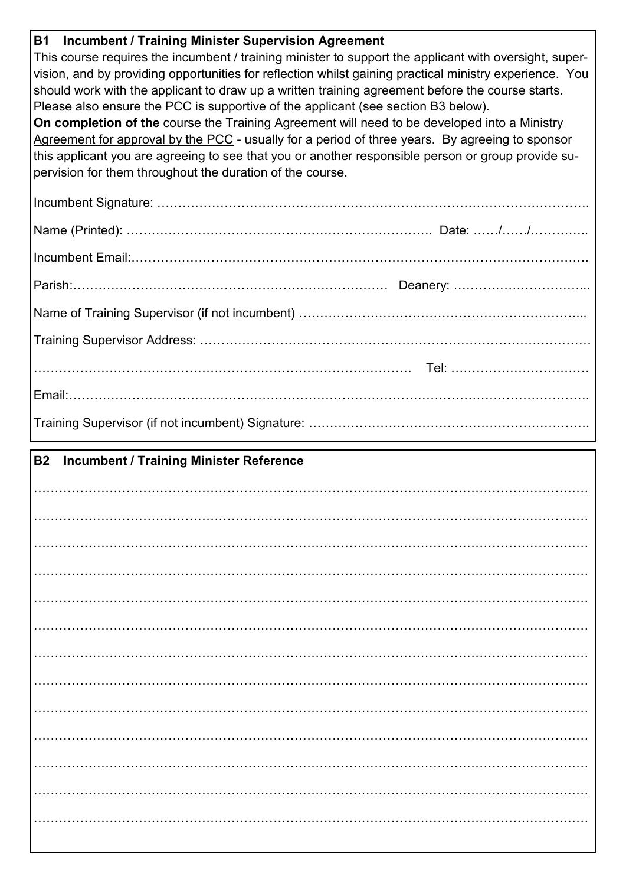## B1 Incumbent / Training Minister Supervision Agreement

This course requires the incumbent / training minister to support the applicant with oversight, supervision, and by providing opportunities for reflection whilst gaining practical ministry experience. You should work with the applicant to draw up a written training agreement before the course starts. Please also ensure the PCC is supportive of the applicant (see section B3 below).

**On completion of the** course the Training Agreement will need to be developed into a Ministry Agreement for approval by the PCC - usually for a period of three years. By agreeing to sponsor this applicant you are agreeing to see that you or another responsible person or group provide supervision for them throughout the duration of the course.

Incumbent Signature: ……………………………………………………………………………………….

Name (Printed): …………………………………………………………… Date: ……/……/…………..

Incumbent Email:………………………………………………………………………………………………

Parish:………………………………………………………………… Deanery: …………………………...

Name of Training Supervisor (if not incumbent) …………………………………………………………...

Training Supervisor Address: ………………………………………………………………………………

……………………………………………………………………………… Tel: ……………………………

Email:……………………………………………………………………………………………………………

Training Supervisor (if not incumbent) Signature: ………………………………………………………….

## B2 Incumbent / Training Minister Reference

…………………………………………………………………………………………………………………

…………………………………………………………………………………………………………………

…………………………………………………………………………………………………………………

…………………………………………………………………………………………………………………

…………………………………………………………………………………………………………………

…………………………………………………………………………………………………………………

…………………………………………………………………………………………………………………

…………………………………………………………………………………………………………………

…………………………………………………………………………………………………………………

…………………………………………………………………………………………………………………

…………………………………………………………………………………………………………………

…………………………………………………………………………………………………………………

…………………………………………………………………………………………………………………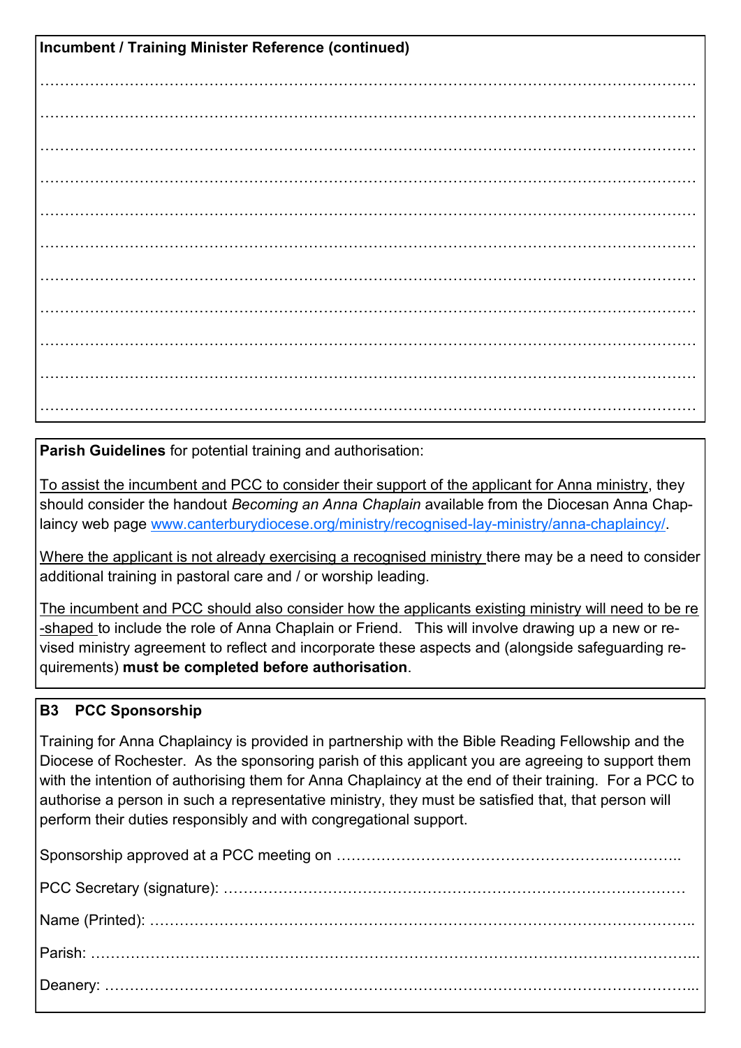**Incumbent / Training Minister Reference (continued)**

…………………………………………………………………………………………………………………

…………………………………………………………………………………………………………………

…………………………………………………………………………………………………………………

…………………………………………………………………………………………………………………

…………………………………………………………………………………………………………………

…………………………………………………………………………………………………………………

…………………………………………………………………………………………………………………

…………………………………………………………………………………………………………………

…………………………………………………………………………………………………………………

…………………………………………………………………………………………………………………

…………………………………………………………………………………………………………………

**Parish Guidelines** for potential training and authorisation:

To assist the incumbent and PCC to consider their support of the applicant for Anna ministry, they should consider the handout *Becoming an Anna Chaplain* available from the Diocesan Anna Chaplaincy web page www.canterburydiocese.org/ministry/recognised-lay-ministry/anna-chaplaincy/.

Where the applicant is not already exercising a recognised ministry there may be a need to consider additional training in pastoral care and / or worship leading.

The incumbent and PCC should also consider how the applicants existing ministry will need to be re-shaped to include the role of Anna Chaplain or Friend. This will involve drawing up a new or revised ministry agreement to reflect and incorporate these aspects and (alongside safeguarding requirements) **must be completed before authorisation**.

**B3 PCC Sponsorship**

Training for Anna Chaplaincy is provided in partnership with the Bible Reading Fellowship and the Diocese of Rochester. As the sponsoring parish of this applicant you are agreeing to support them with the intention of authorising them for Anna Chaplaincy at the end of their training. For a PCC to authorise a person in such a representative ministry, they must be satisfied that, that person will perform their duties responsibly and with congregational support.

Sponsorship approved at a PCC meeting on ………………………………………………..…………..

PCC Secretary (signature): …………………………………………………………………………………

Name (Printed): ………………………………………………………………………………………..

Parish: ……………………………………………………………………………………………………...

Deanery: …………………………………………………………………………………………………...